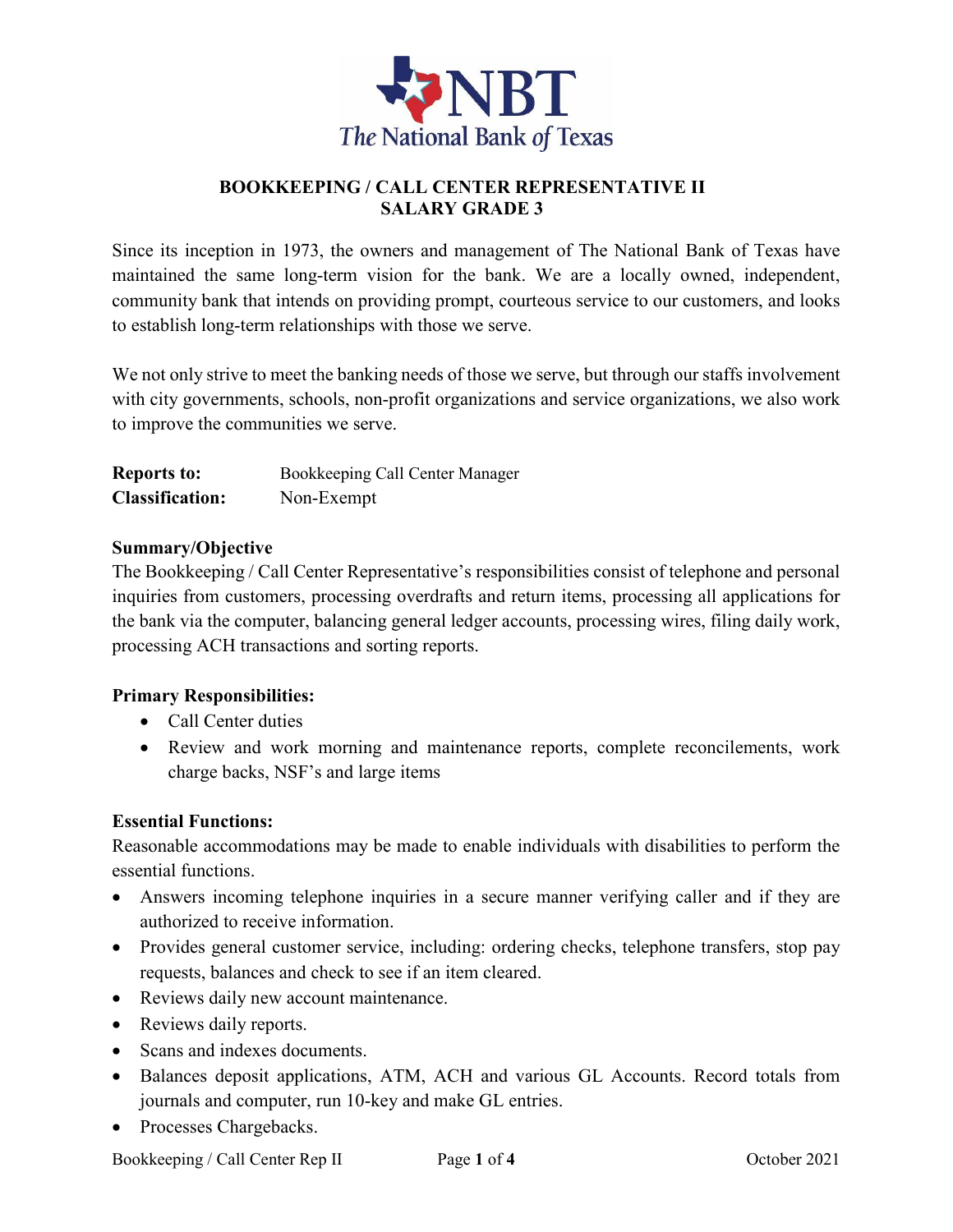**NBT**

*The National Bank of Texas*

# BOOKKEEPING / CALL CENTER REPRESENTATIVE II
## SALARY GRADE 3

Since its inception in 1973, the owners and management of The National Bank of Texas have maintained the same long-term vision for the bank. We are a locally owned, independent, community bank that intends on providing prompt, courteous service to our customers, and looks to establish long-term relationships with those we serve.

We not only strive to meet the banking needs of those we serve, but through our staffs involvement with city governments, schools, non-profit organizations and service organizations, we also work to improve the communities we serve.

**Reports to:** Bookkeeping Call Center Manager
**Classification:** Non-Exempt

### Summary/Objective

The Bookkeeping / Call Center Representative's responsibilities consist of telephone and personal inquiries from customers, processing overdrafts and return items, processing all applications for the bank via the computer, balancing general ledger accounts, processing wires, filing daily work, processing ACH transactions and sorting reports.

### Primary Responsibilities:

- Call Center duties
- Review and work morning and maintenance reports, complete reconcilements, work charge backs, NSF's and large items

### Essential Functions:

Reasonable accommodations may be made to enable individuals with disabilities to perform the essential functions.

- Answers incoming telephone inquiries in a secure manner verifying caller and if they are authorized to receive information.
- Provides general customer service, including: ordering checks, telephone transfers, stop pay requests, balances and check to see if an item cleared.
- Reviews daily new account maintenance.
- Reviews daily reports.
- Scans and indexes documents.
- Balances deposit applications, ATM, ACH and various GL Accounts. Record totals from journals and computer, run 10-key and make GL entries.
- Processes Chargebacks.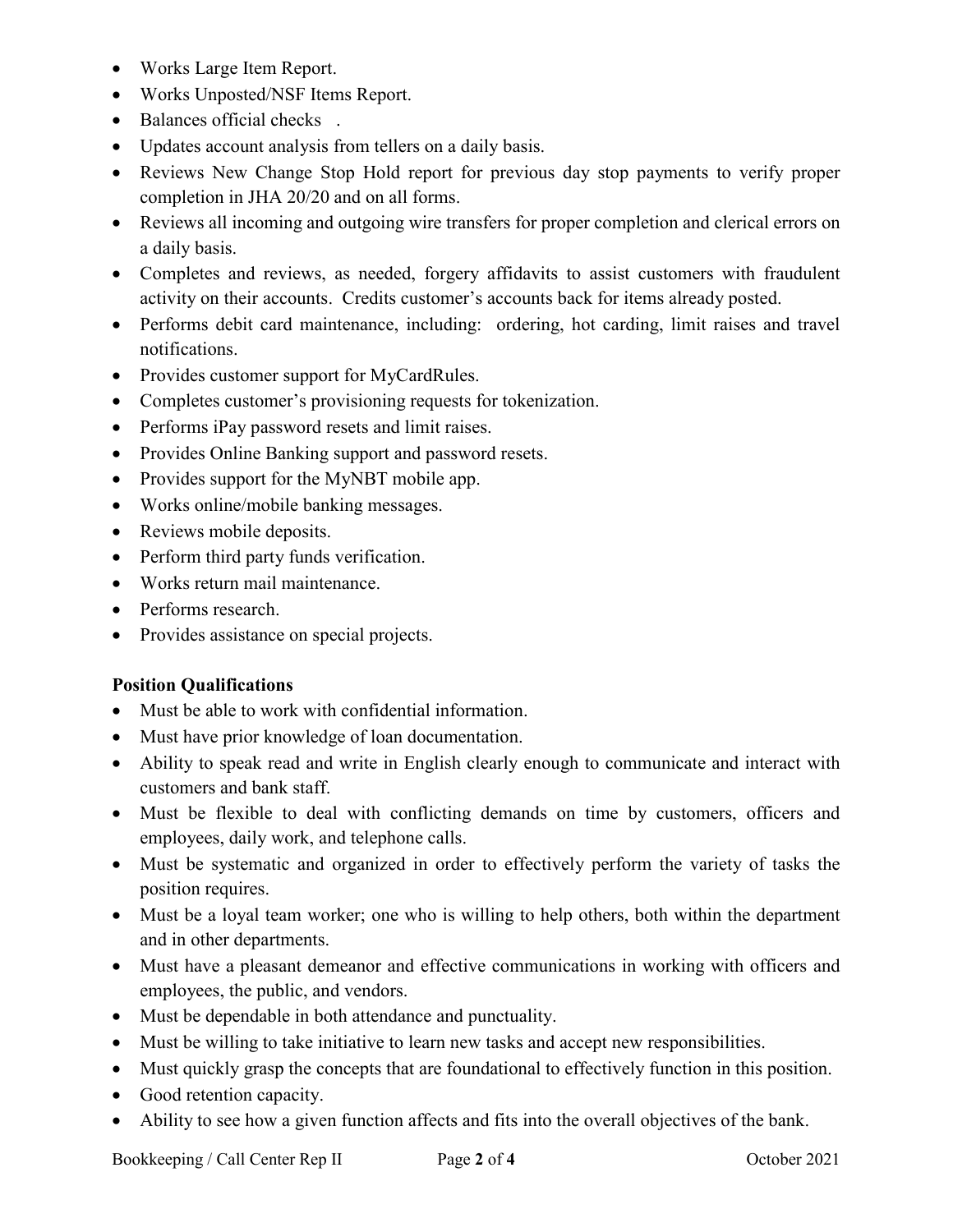- Works Large Item Report.
- Works Unposted/NSF Items Report.
- Balances official checks .
- Updates account analysis from tellers on a daily basis.
- Reviews New Change Stop Hold report for previous day stop payments to verify proper completion in JHA 20/20 and on all forms.
- Reviews all incoming and outgoing wire transfers for proper completion and clerical errors on a daily basis.
- Completes and reviews, as needed, forgery affidavits to assist customers with fraudulent activity on their accounts. Credits customer's accounts back for items already posted.
- Performs debit card maintenance, including: ordering, hot carding, limit raises and travel notifications.
- Provides customer support for MyCardRules.
- Completes customer's provisioning requests for tokenization.
- Performs iPay password resets and limit raises.
- Provides Online Banking support and password resets.
- Provides support for the MyNBT mobile app.
- Works online/mobile banking messages.
- Reviews mobile deposits.
- Perform third party funds verification.
- Works return mail maintenance.
- Performs research.
- Provides assistance on special projects.

**Position Qualifications**

- Must be able to work with confidential information.
- Must have prior knowledge of loan documentation.
- Ability to speak read and write in English clearly enough to communicate and interact with customers and bank staff.
- Must be flexible to deal with conflicting demands on time by customers, officers and employees, daily work, and telephone calls.
- Must be systematic and organized in order to effectively perform the variety of tasks the position requires.
- Must be a loyal team worker; one who is willing to help others, both within the department and in other departments.
- Must have a pleasant demeanor and effective communications in working with officers and employees, the public, and vendors.
- Must be dependable in both attendance and punctuality.
- Must be willing to take initiative to learn new tasks and accept new responsibilities.
- Must quickly grasp the concepts that are foundational to effectively function in this position.
- Good retention capacity.
- Ability to see how a given function affects and fits into the overall objectives of the bank.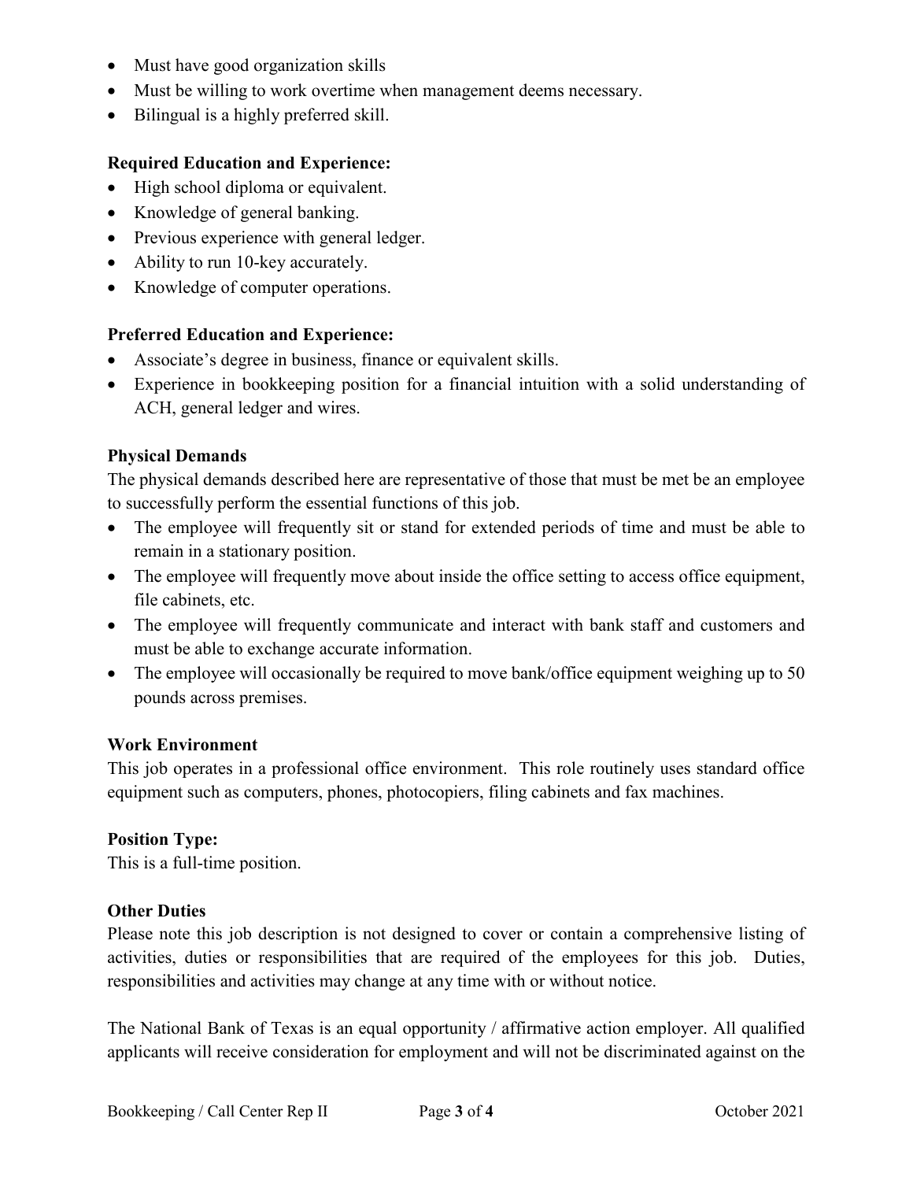- Must have good organization skills
- Must be willing to work overtime when management deems necessary.
- Bilingual is a highly preferred skill.

**Required Education and Experience:**

- High school diploma or equivalent.
- Knowledge of general banking.
- Previous experience with general ledger.
- Ability to run 10-key accurately.
- Knowledge of computer operations.

**Preferred Education and Experience:**

- Associate's degree in business, finance or equivalent skills.
- Experience in bookkeeping position for a financial intuition with a solid understanding of ACH, general ledger and wires.

**Physical Demands**

The physical demands described here are representative of those that must be met be an employee to successfully perform the essential functions of this job.

- The employee will frequently sit or stand for extended periods of time and must be able to remain in a stationary position.
- The employee will frequently move about inside the office setting to access office equipment, file cabinets, etc.
- The employee will frequently communicate and interact with bank staff and customers and must be able to exchange accurate information.
- The employee will occasionally be required to move bank/office equipment weighing up to 50 pounds across premises.

**Work Environment**

This job operates in a professional office environment. This role routinely uses standard office equipment such as computers, phones, photocopiers, filing cabinets and fax machines.

**Position Type:**

This is a full-time position.

**Other Duties**

Please note this job description is not designed to cover or contain a comprehensive listing of activities, duties or responsibilities that are required of the employees for this job. Duties, responsibilities and activities may change at any time with or without notice.

The National Bank of Texas is an equal opportunity / affirmative action employer. All qualified applicants will receive consideration for employment and will not be discriminated against on the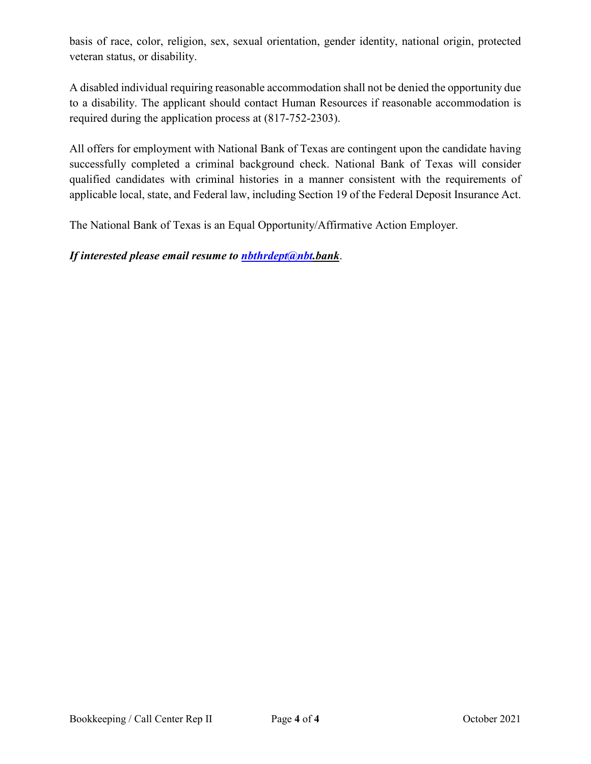basis of race, color, religion, sex, sexual orientation, gender identity, national origin, protected veteran status, or disability.

A disabled individual requiring reasonable accommodation shall not be denied the opportunity due to a disability. The applicant should contact Human Resources if reasonable accommodation is required during the application process at (817-752-2303).

All offers for employment with National Bank of Texas are contingent upon the candidate having successfully completed a criminal background check. National Bank of Texas will consider qualified candidates with criminal histories in a manner consistent with the requirements of applicable local, state, and Federal law, including Section 19 of the Federal Deposit Insurance Act.

The National Bank of Texas is an Equal Opportunity/Affirmative Action Employer.

***If interested please email resume to nbthrdept@nbt.bank***.